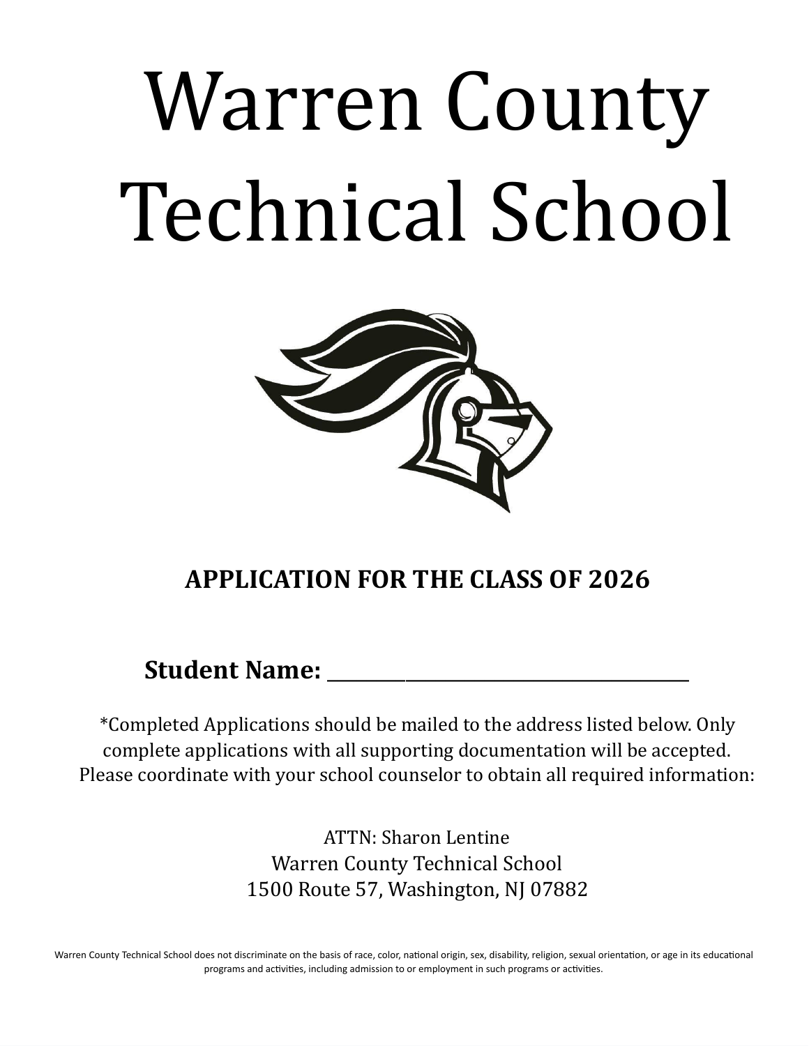# Warren County Technical School

**APPLICATION FOR THE CLASS OF 2026**

**Student Name: ___________________________________**

*Completed Applications should be mailed to the address listed below. Only complete applications with all supporting documentation will be accepted. Please coordinate with your school counselor to obtain all required information:

ATTN: Sharon Lentine
Warren County Technical School
1500 Route 57, Washington, NJ 07882

Warren County Technical School does not discriminate on the basis of race, color, national origin, sex, disability, religion, sexual orientation, or age in its educational programs and activities, including admission to or employment in such programs or activities.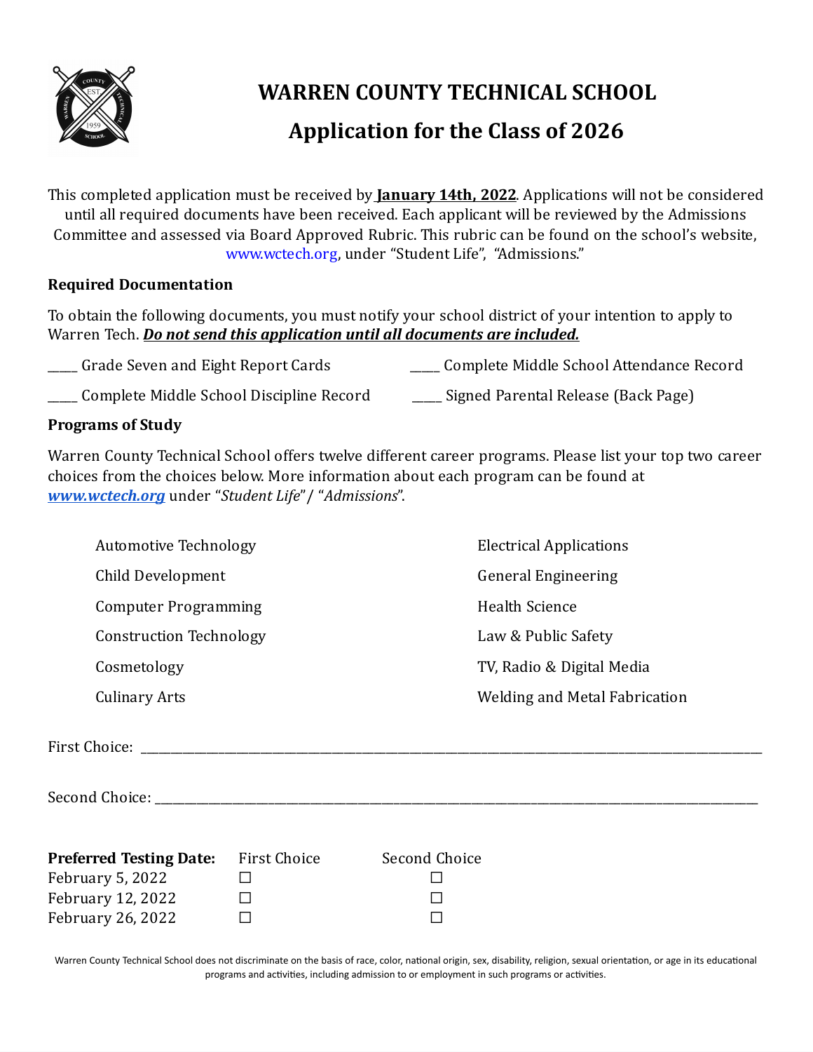# WARREN COUNTY TECHNICAL SCHOOL

## Application for the Class of 2026

This completed application must be received by **January 14th, 2022**. Applications will not be considered until all required documents have been received. Each applicant will be reviewed by the Admissions Committee and assessed via Board Approved Rubric. This rubric can be found on the school's website, www.wctech.org, under "Student Life", "Admissions."

### Required Documentation

To obtain the following documents, you must notify your school district of your intention to apply to Warren Tech. ***Do not send this application until all documents are included.***

____ Grade Seven and Eight Report Cards

____ Complete Middle School Attendance Record

____ Complete Middle School Discipline Record

____ Signed Parental Release (Back Page)

### Programs of Study

Warren County Technical School offers twelve different career programs. Please list your top two career choices from the choices below. More information about each program can be found at ***www.wctech.org*** under "*Student Life*" / "*Admissions*".

- Automotive Technology
- Child Development
- Computer Programming
- Construction Technology
- Cosmetology
- Culinary Arts
- Electrical Applications
- General Engineering
- Health Science
- Law & Public Safety
- TV, Radio & Digital Media
- Welding and Metal Fabrication

First Choice: ______________________________________________________________

Second Choice: ______________________________________________________________

| **Preferred Testing Date:** | First Choice | Second Choice |
|---|---|---|
| February 5, 2022 | ☐ | ☐ |
| February 12, 2022 | ☐ | ☐ |
| February 26, 2022 | ☐ | ☐ |

Warren County Technical School does not discriminate on the basis of race, color, national origin, sex, disability, religion, sexual orientation, or age in its educational programs and activities, including admission to or employment in such programs or activities.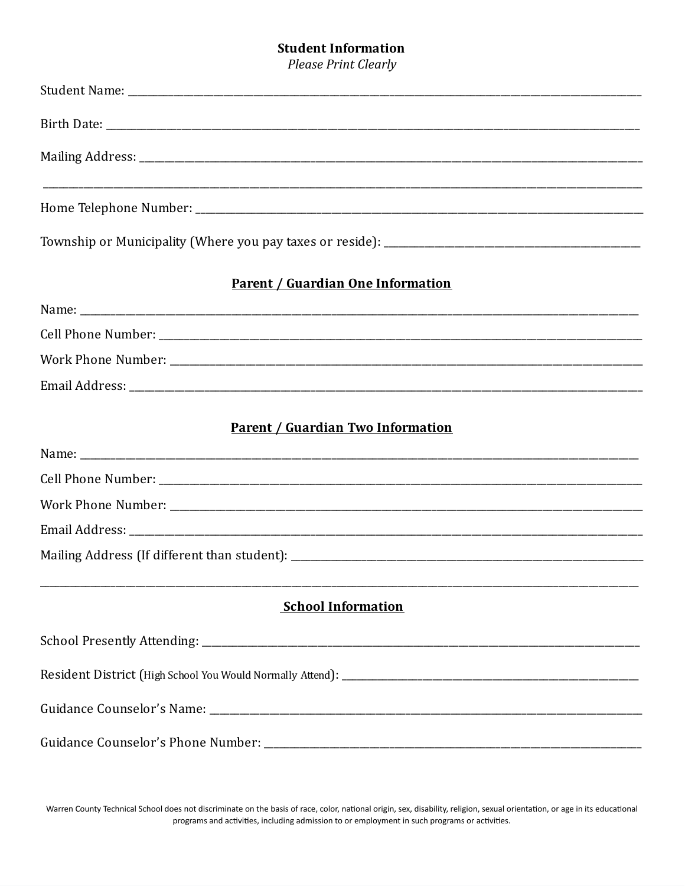## Student Information

*Please Print Clearly*

Student Name: ________________________________________________

Birth Date: ________________________________________________

Mailing Address: ________________________________________________

________________________________________________

Home Telephone Number: ________________________________________________

Township or Municipality (Where you pay taxes or reside): ______________________

## <u>Parent / Guardian One Information</u>

Name: ________________________________________________

Cell Phone Number: ________________________________________________

Work Phone Number: ________________________________________________

Email Address: ________________________________________________

## <u>Parent / Guardian Two Information</u>

Name: ________________________________________________

Cell Phone Number: ________________________________________________

Work Phone Number: ________________________________________________

Email Address: ________________________________________________

Mailing Address (If different than student): ______________________________

________________________________________________

## <u>School Information</u>

School Presently Attending: ________________________________________________

Resident District (High School You Would Normally Attend): ______________________________

Guidance Counselor's Name: ________________________________________________

Guidance Counselor's Phone Number: ________________________________________

Warren County Technical School does not discriminate on the basis of race, color, national origin, sex, disability, religion, sexual orientation, or age in its educational programs and activities, including admission to or employment in such programs or activities.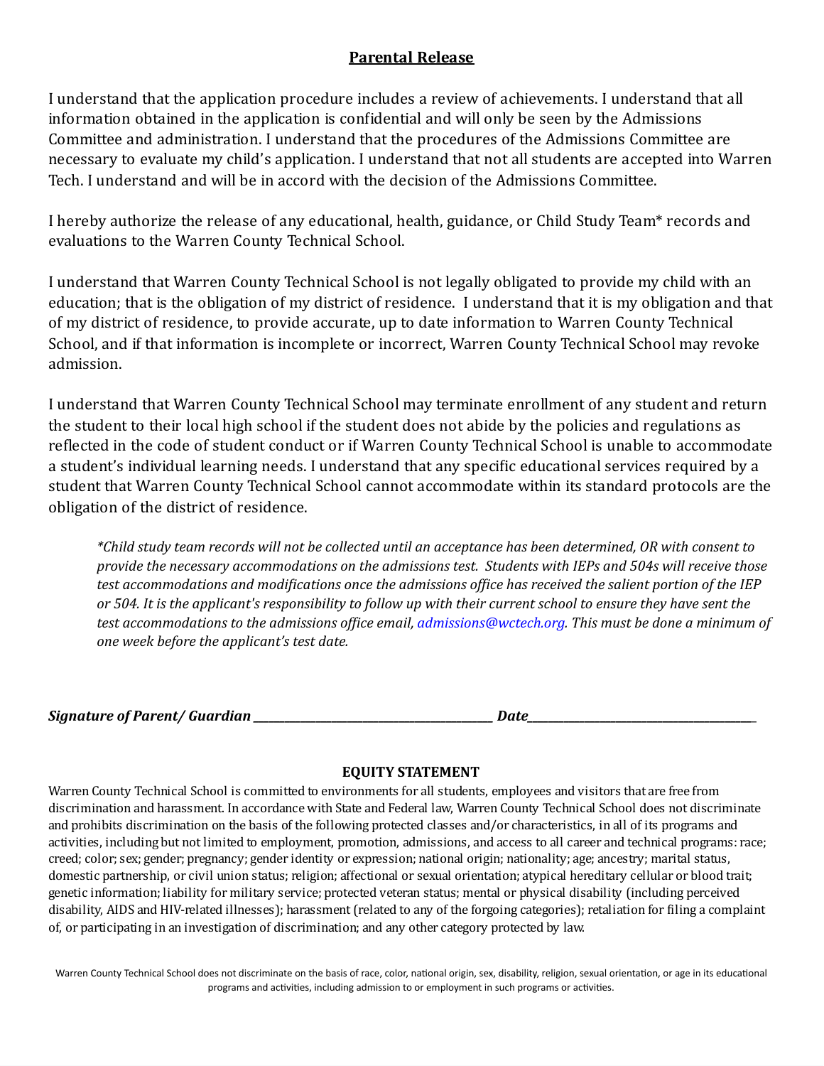## **Parental Release**

I understand that the application procedure includes a review of achievements. I understand that all information obtained in the application is confidential and will only be seen by the Admissions Committee and administration. I understand that the procedures of the Admissions Committee are necessary to evaluate my child's application. I understand that not all students are accepted into Warren Tech. I understand and will be in accord with the decision of the Admissions Committee.

I hereby authorize the release of any educational, health, guidance, or Child Study Team* records and evaluations to the Warren County Technical School.

I understand that Warren County Technical School is not legally obligated to provide my child with an education; that is the obligation of my district of residence. I understand that it is my obligation and that of my district of residence, to provide accurate, up to date information to Warren County Technical School, and if that information is incomplete or incorrect, Warren County Technical School may revoke admission.

I understand that Warren County Technical School may terminate enrollment of any student and return the student to their local high school if the student does not abide by the policies and regulations as reflected in the code of student conduct or if Warren County Technical School is unable to accommodate a student's individual learning needs. I understand that any specific educational services required by a student that Warren County Technical School cannot accommodate within its standard protocols are the obligation of the district of residence.

> *\*Child study team records will not be collected until an acceptance has been determined, OR with consent to provide the necessary accommodations on the admissions test. Students with IEPs and 504s will receive those test accommodations and modifications once the admissions office has received the salient portion of the IEP or 504. It is the applicant's responsibility to follow up with their current school to ensure they have sent the test accommodations to the admissions office email, admissions@wctech.org. This must be done a minimum of one week before the applicant's test date.*

***Signature of Parent/ Guardian*** ________________________________ ***Date***________________________________

**EQUITY STATEMENT**

Warren County Technical School is committed to environments for all students, employees and visitors that are free from discrimination and harassment. In accordance with State and Federal law, Warren County Technical School does not discriminate and prohibits discrimination on the basis of the following protected classes and/or characteristics, in all of its programs and activities, including but not limited to employment, promotion, admissions, and access to all career and technical programs: race; creed; color; sex; gender; pregnancy; gender identity or expression; national origin; nationality; age; ancestry; marital status, domestic partnership, or civil union status; religion; affectional or sexual orientation; atypical hereditary cellular or blood trait; genetic information; liability for military service; protected veteran status; mental or physical disability (including perceived disability, AIDS and HIV-related illnesses); harassment (related to any of the forgoing categories); retaliation for filing a complaint of, or participating in an investigation of discrimination; and any other category protected by law.

Warren County Technical School does not discriminate on the basis of race, color, national origin, sex, disability, religion, sexual orientation, or age in its educational programs and activities, including admission to or employment in such programs or activities.